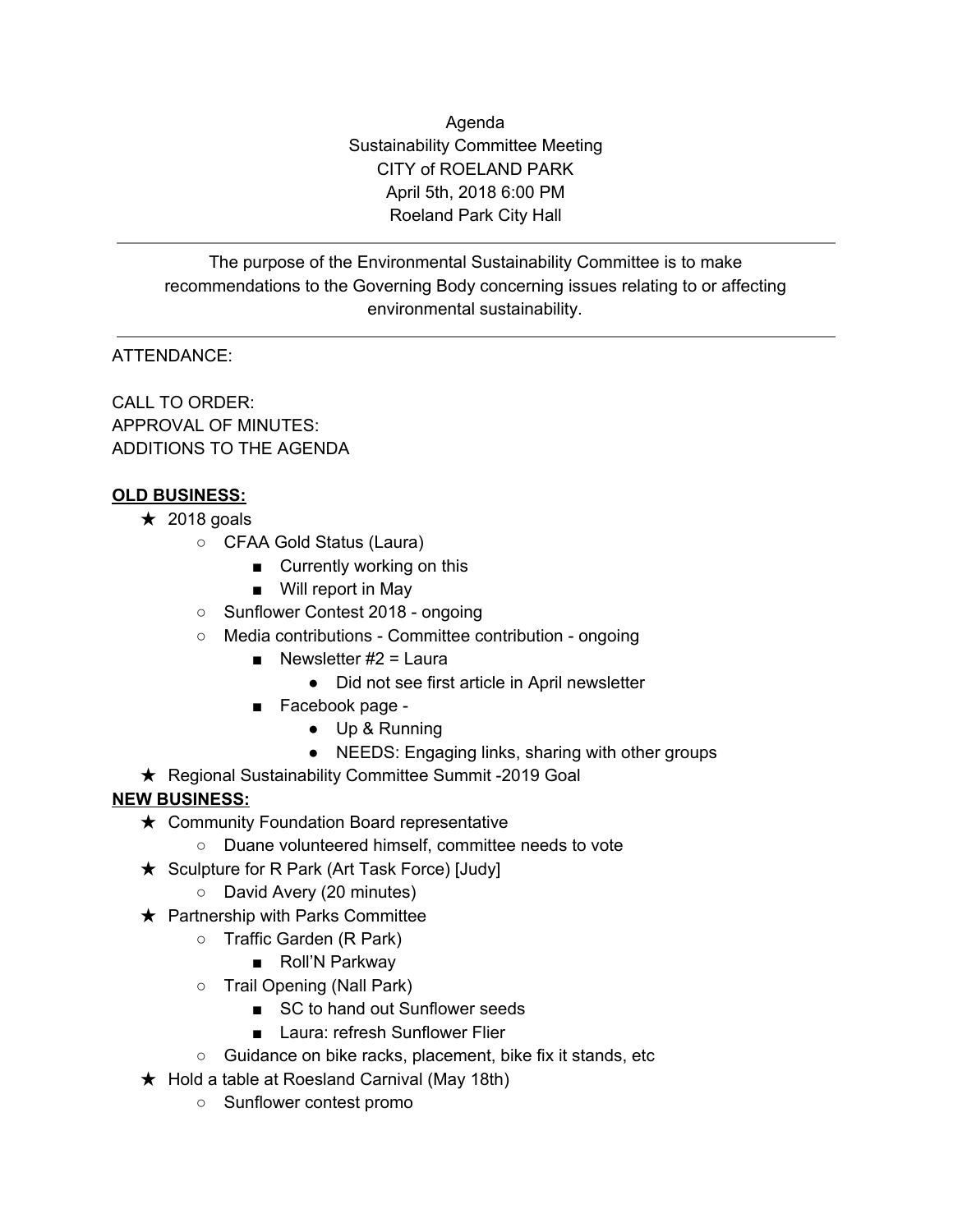Agenda
Sustainability Committee Meeting
CITY of ROELAND PARK
April 5th, 2018 6:00 PM
Roeland Park City Hall

---

The purpose of the Environmental Sustainability Committee is to make recommendations to the Governing Body concerning issues relating to or affecting environmental sustainability.

---

ATTENDANCE:

CALL TO ORDER:
APPROVAL OF MINUTES:
ADDITIONS TO THE AGENDA

**OLD BUSINESS:**

- 2018 goals
  - CFAA Gold Status (Laura)
    - Currently working on this
    - Will report in May
  - Sunflower Contest 2018 - ongoing
  - Media contributions - Committee contribution - ongoing
    - Newsletter #2 = Laura
      - Did not see first article in April newsletter
    - Facebook page -
      - Up & Running
      - NEEDS: Engaging links, sharing with other groups
- Regional Sustainability Committee Summit -2019 Goal

**NEW BUSINESS:**

- Community Foundation Board representative
  - Duane volunteered himself, committee needs to vote
- Sculpture for R Park (Art Task Force) [Judy]
  - David Avery (20 minutes)
- Partnership with Parks Committee
  - Traffic Garden (R Park)
    - Roll'N Parkway
  - Trail Opening (Nall Park)
    - SC to hand out Sunflower seeds
    - Laura: refresh Sunflower Flier
  - Guidance on bike racks, placement, bike fix it stands, etc
- Hold a table at Roesland Carnival (May 18th)
  - Sunflower contest promo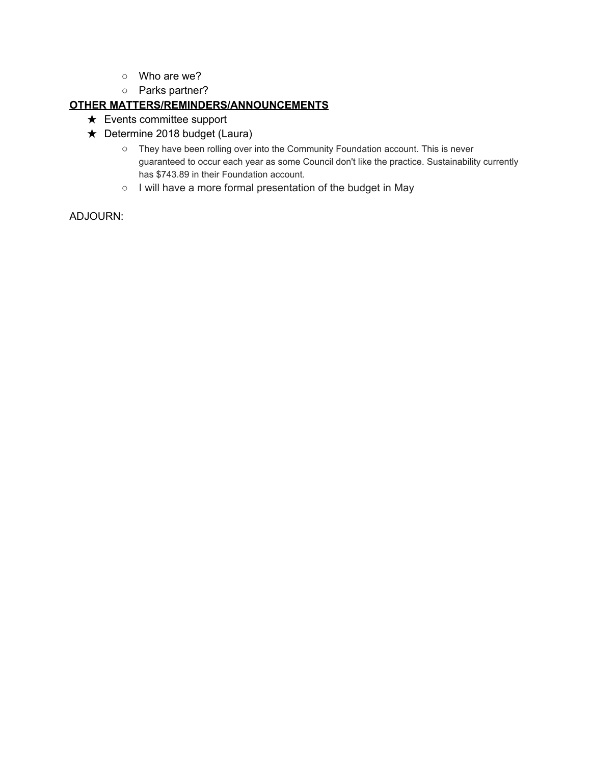- Who are we?
- Parks partner?

**OTHER MATTERS/REMINDERS/ANNOUNCEMENTS**

- ★ Events committee support
- ★ Determine 2018 budget (Laura)
  - They have been rolling over into the Community Foundation account. This is never guaranteed to occur each year as some Council don't like the practice. Sustainability currently has $743.89 in their Foundation account.
  - I will have a more formal presentation of the budget in May

ADJOURN: